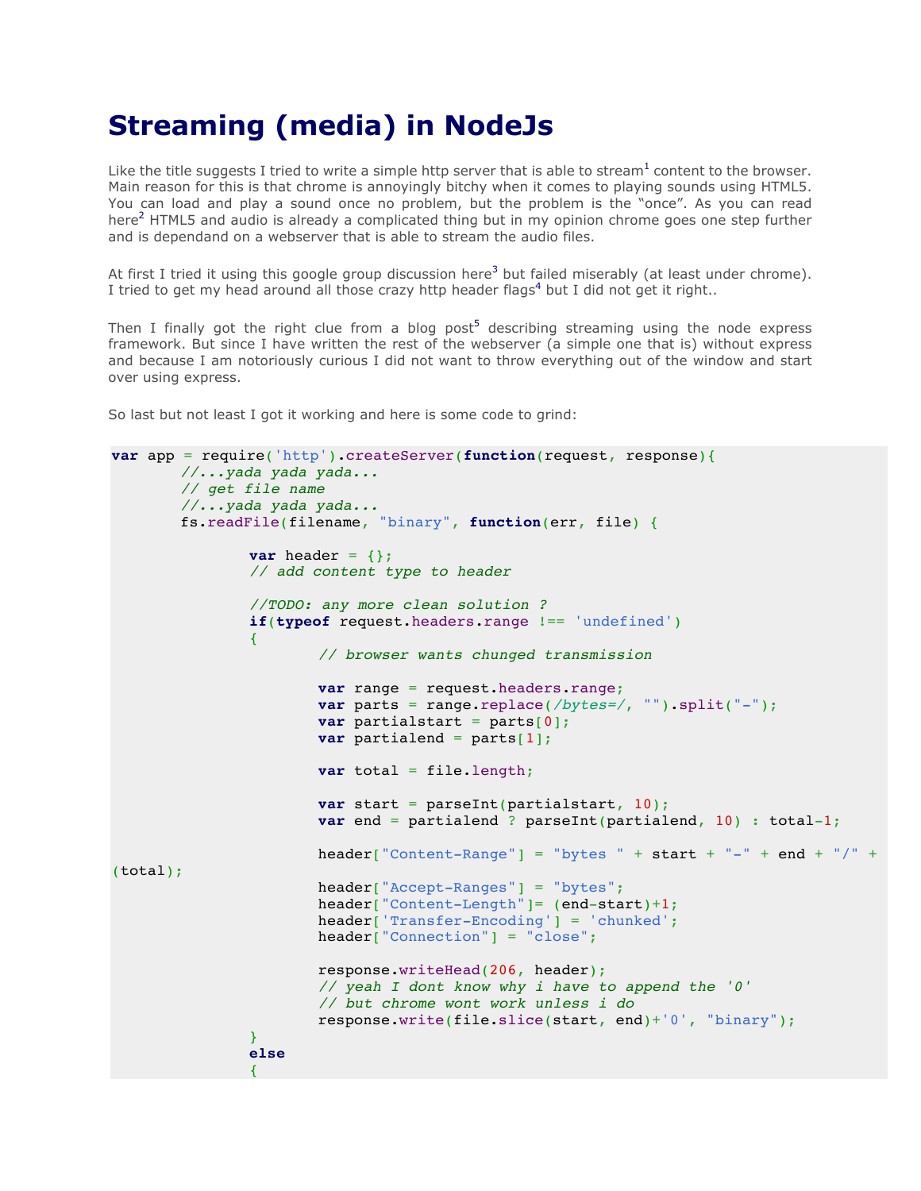# Streaming (media) in NodeJs

Like the title suggests I tried to write a simple http server that is able to stream[1] content to the browser. Main reason for this is that chrome is annoyingly bitchy when it comes to playing sounds using HTML5. You can load and play a sound once no problem, but the problem is the "once". As you can read here[2] HTML5 and audio is already a complicated thing but in my opinion chrome goes one step further and is dependand on a webserver that is able to stream the audio files.

At first I tried it using this google group discussion here[3] but failed miserably (at least under chrome). I tried to get my head around all those crazy http header flags[4] but I did not get it right..

Then I finally got the right clue from a blog post[5] describing streaming using the node express framework. But since I have written the rest of the webserver (a simple one that is) without express and because I am notoriously curious I did not want to throw everything out of the window and start over using express.

So last but not least I got it working and here is some code to grind:

```
var app = require('http').createServer(function(request, response){
        //...yada yada yada...
        // get file name
        //...yada yada yada...
        fs.readFile(filename, "binary", function(err, file) {

                var header = {};
                // add content type to header

                //TODO: any more clean solution ?
                if(typeof request.headers.range !== 'undefined')
                {
                        // browser wants chunged transmission

                        var range = request.headers.range;
                        var parts = range.replace(/bytes=/, "").split("-");
                        var partialstart = parts[0];
                        var partialend = parts[1];

                        var total = file.length;

                        var start = parseInt(partialstart, 10);
                        var end = partialend ? parseInt(partialend, 10) : total-1;

                        header["Content-Range"] = "bytes " + start + "-" + end + "/" +
(total);
                        header["Accept-Ranges"] = "bytes";
                        header["Content-Length"]= (end-start)+1;
                        header['Transfer-Encoding'] = 'chunked';
                        header["Connection"] = "close";

                        response.writeHead(206, header);
                        // yeah I dont know why i have to append the '0'
                        // but chrome wont work unless i do
                        response.write(file.slice(start, end)+'0', "binary");
                }
                else
                {
```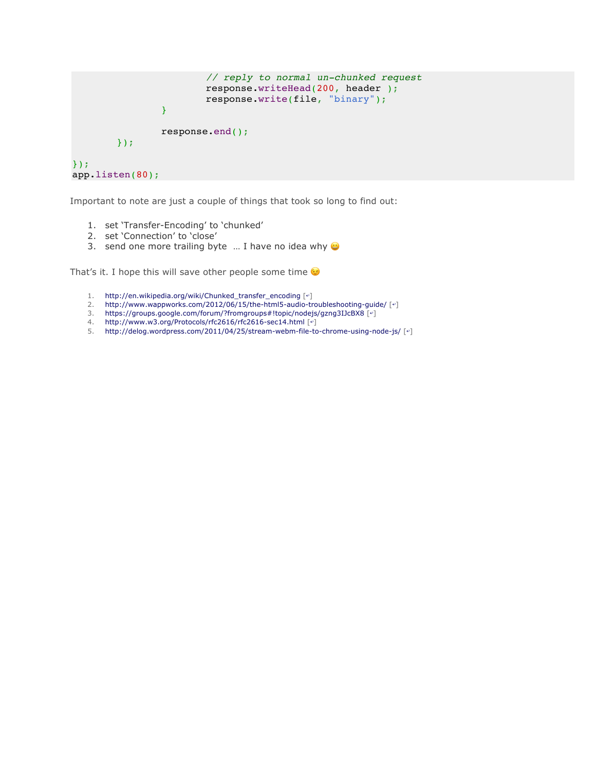```
                        // reply to normal un-chunked request
                        response.writeHead(200, header );
                        response.write(file, "binary");
                }

                response.end();
        });

});
app.listen(80);
```

Important to note are just a couple of things that took so long to find out:

1. set 'Transfer-Encoding' to 'chunked'
2. set 'Connection' to 'close'
3. send one more trailing byte … I have no idea why 😀

That's it. I hope this will save other people some time 😉

1. http://en.wikipedia.org/wiki/Chunked_transfer_encoding [↩]
2. http://www.wappworks.com/2012/06/15/the-html5-audio-troubleshooting-guide/ [↩]
3. https://groups.google.com/forum/?fromgroups#!topic/nodejs/gzng3IJcBX8 [↩]
4. http://www.w3.org/Protocols/rfc2616/rfc2616-sec14.html [↩]
5. http://delog.wordpress.com/2011/04/25/stream-webm-file-to-chrome-using-node-js/ [↩]